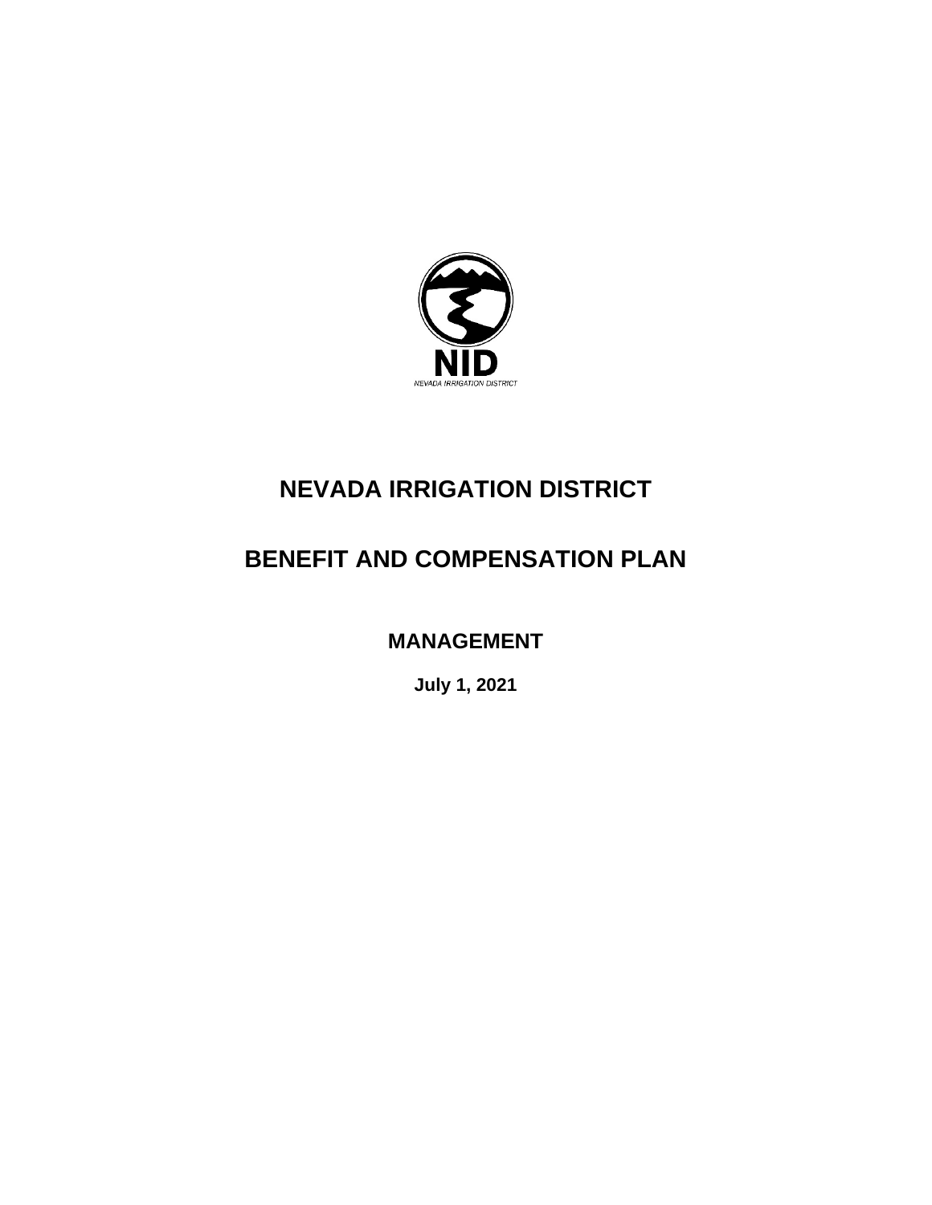NID

NEVADA IRRIGATION DISTRICT

# NEVADA IRRIGATION DISTRICT

# BENEFIT AND COMPENSATION PLAN

## MANAGEMENT

**July 1, 2021**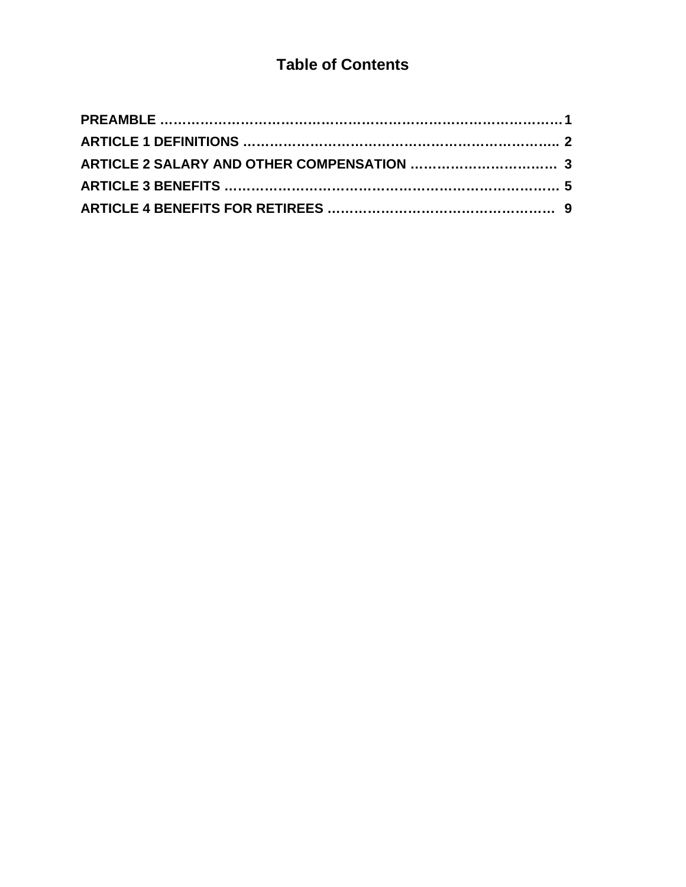# Table of Contents

**PREAMBLE ……………………………………………………………………………… 1**

**ARTICLE 1 DEFINITIONS ……………………………………………………………… 2**

**ARTICLE 2 SALARY AND OTHER COMPENSATION …………………………… 3**

**ARTICLE 3 BENEFITS ……………………………………………………………………… 5**

**ARTICLE 4 BENEFITS FOR RETIREES ……………………………………………… 9**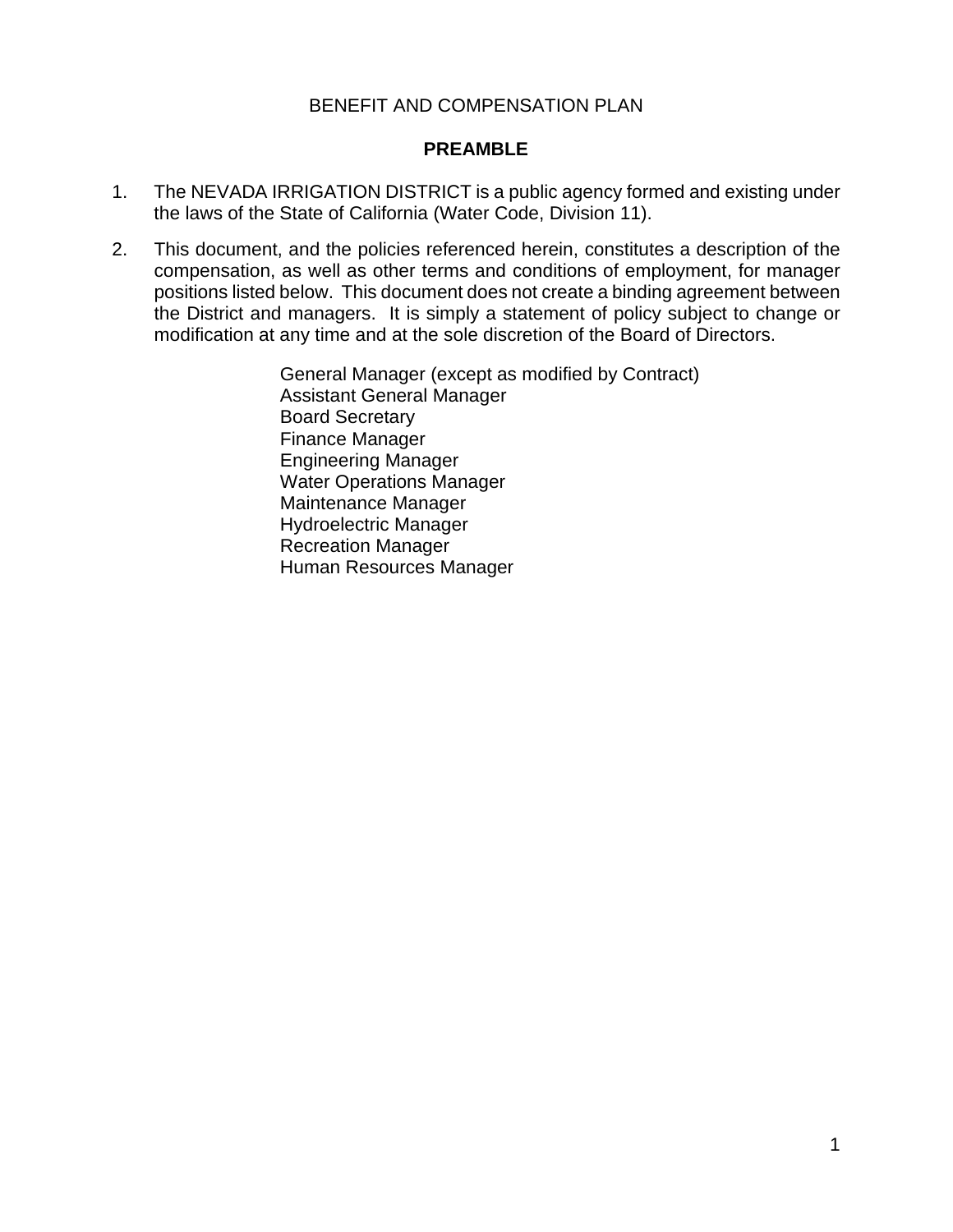BENEFIT AND COMPENSATION PLAN

## PREAMBLE

1. The NEVADA IRRIGATION DISTRICT is a public agency formed and existing under the laws of the State of California (Water Code, Division 11).

2. This document, and the policies referenced herein, constitutes a description of the compensation, as well as other terms and conditions of employment, for manager positions listed below. This document does not create a binding agreement between the District and managers. It is simply a statement of policy subject to change or modification at any time and at the sole discretion of the Board of Directors.

   General Manager (except as modified by Contract)
   Assistant General Manager
   Board Secretary
   Finance Manager
   Engineering Manager
   Water Operations Manager
   Maintenance Manager
   Hydroelectric Manager
   Recreation Manager
   Human Resources Manager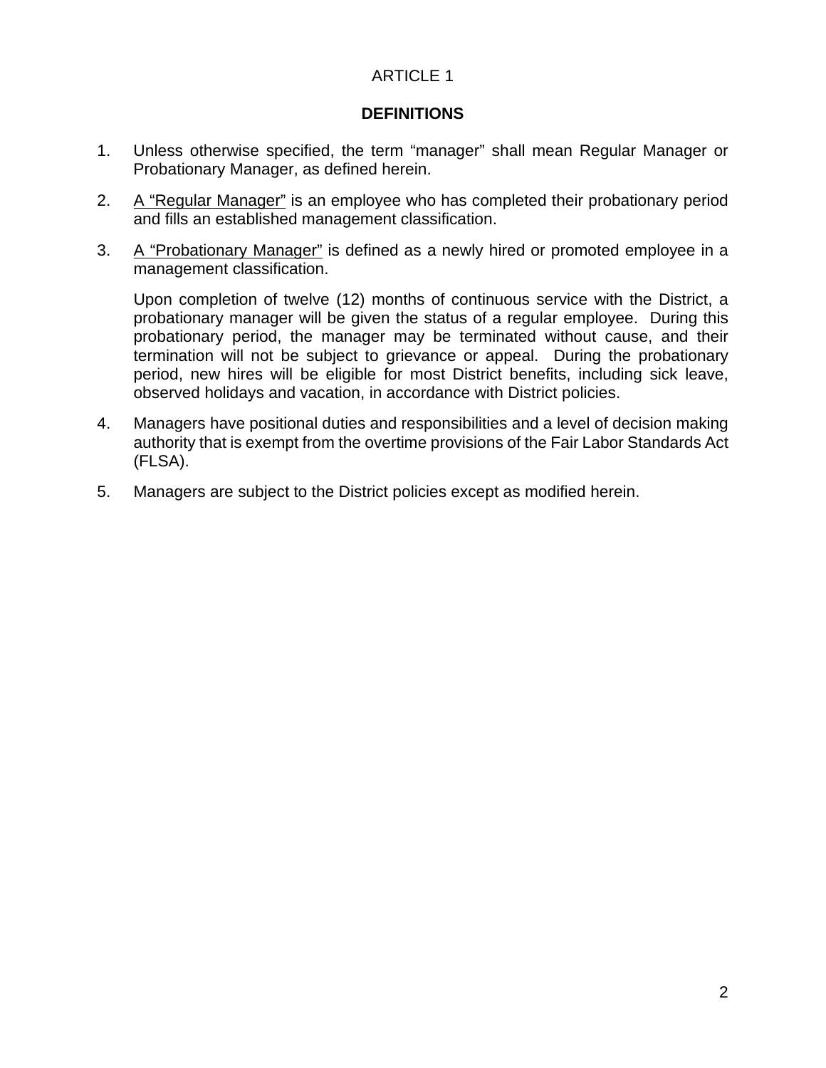# ARTICLE 1

## DEFINITIONS

1. Unless otherwise specified, the term "manager" shall mean Regular Manager or Probationary Manager, as defined herein.

2. <u>A "Regular Manager"</u> is an employee who has completed their probationary period and fills an established management classification.

3. <u>A "Probationary Manager"</u> is defined as a newly hired or promoted employee in a management classification.

   Upon completion of twelve (12) months of continuous service with the District, a probationary manager will be given the status of a regular employee. During this probationary period, the manager may be terminated without cause, and their termination will not be subject to grievance or appeal. During the probationary period, new hires will be eligible for most District benefits, including sick leave, observed holidays and vacation, in accordance with District policies.

4. Managers have positional duties and responsibilities and a level of decision making authority that is exempt from the overtime provisions of the Fair Labor Standards Act (FLSA).

5. Managers are subject to the District policies except as modified herein.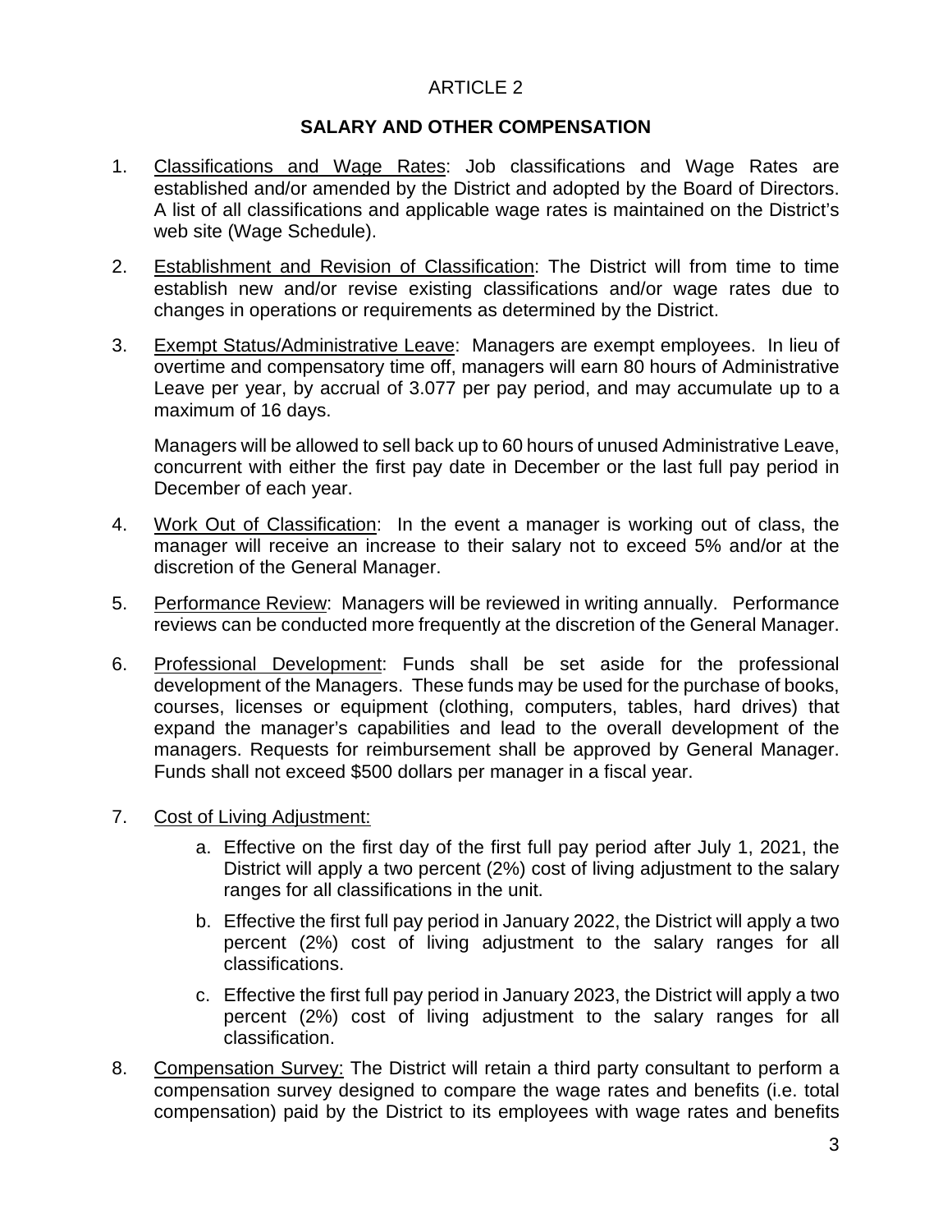ARTICLE 2

**SALARY AND OTHER COMPENSATION**

1. Classifications and Wage Rates: Job classifications and Wage Rates are established and/or amended by the District and adopted by the Board of Directors. A list of all classifications and applicable wage rates is maintained on the District's web site (Wage Schedule).

2. Establishment and Revision of Classification: The District will from time to time establish new and/or revise existing classifications and/or wage rates due to changes in operations or requirements as determined by the District.

3. Exempt Status/Administrative Leave: Managers are exempt employees. In lieu of overtime and compensatory time off, managers will earn 80 hours of Administrative Leave per year, by accrual of 3.077 per pay period, and may accumulate up to a maximum of 16 days.

   Managers will be allowed to sell back up to 60 hours of unused Administrative Leave, concurrent with either the first pay date in December or the last full pay period in December of each year.

4. Work Out of Classification: In the event a manager is working out of class, the manager will receive an increase to their salary not to exceed 5% and/or at the discretion of the General Manager.

5. Performance Review: Managers will be reviewed in writing annually. Performance reviews can be conducted more frequently at the discretion of the General Manager.

6. Professional Development: Funds shall be set aside for the professional development of the Managers. These funds may be used for the purchase of books, courses, licenses or equipment (clothing, computers, tables, hard drives) that expand the manager's capabilities and lead to the overall development of the managers. Requests for reimbursement shall be approved by General Manager. Funds shall not exceed $500 dollars per manager in a fiscal year.

7. Cost of Living Adjustment:

   a. Effective on the first day of the first full pay period after July 1, 2021, the District will apply a two percent (2%) cost of living adjustment to the salary ranges for all classifications in the unit.

   b. Effective the first full pay period in January 2022, the District will apply a two percent (2%) cost of living adjustment to the salary ranges for all classifications.

   c. Effective the first full pay period in January 2023, the District will apply a two percent (2%) cost of living adjustment to the salary ranges for all classification.

8. Compensation Survey: The District will retain a third party consultant to perform a compensation survey designed to compare the wage rates and benefits (i.e. total compensation) paid by the District to its employees with wage rates and benefits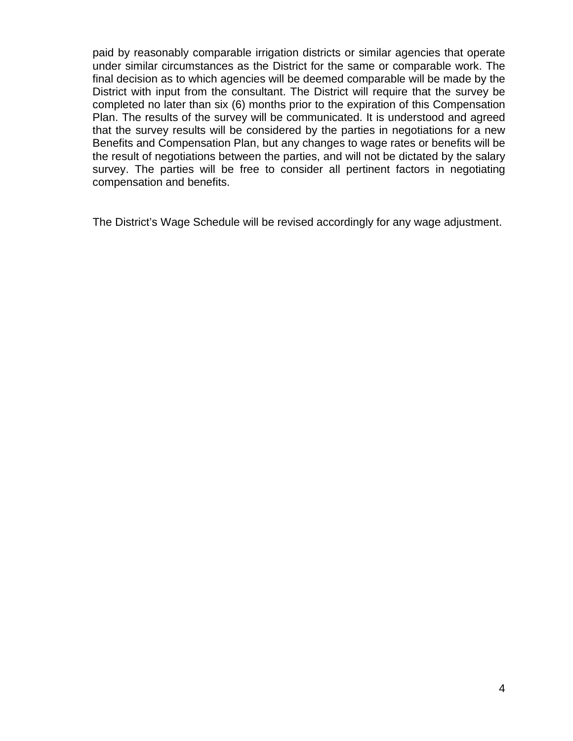paid by reasonably comparable irrigation districts or similar agencies that operate under similar circumstances as the District for the same or comparable work. The final decision as to which agencies will be deemed comparable will be made by the District with input from the consultant. The District will require that the survey be completed no later than six (6) months prior to the expiration of this Compensation Plan. The results of the survey will be communicated. It is understood and agreed that the survey results will be considered by the parties in negotiations for a new Benefits and Compensation Plan, but any changes to wage rates or benefits will be the result of negotiations between the parties, and will not be dictated by the salary survey. The parties will be free to consider all pertinent factors in negotiating compensation and benefits.

The District's Wage Schedule will be revised accordingly for any wage adjustment.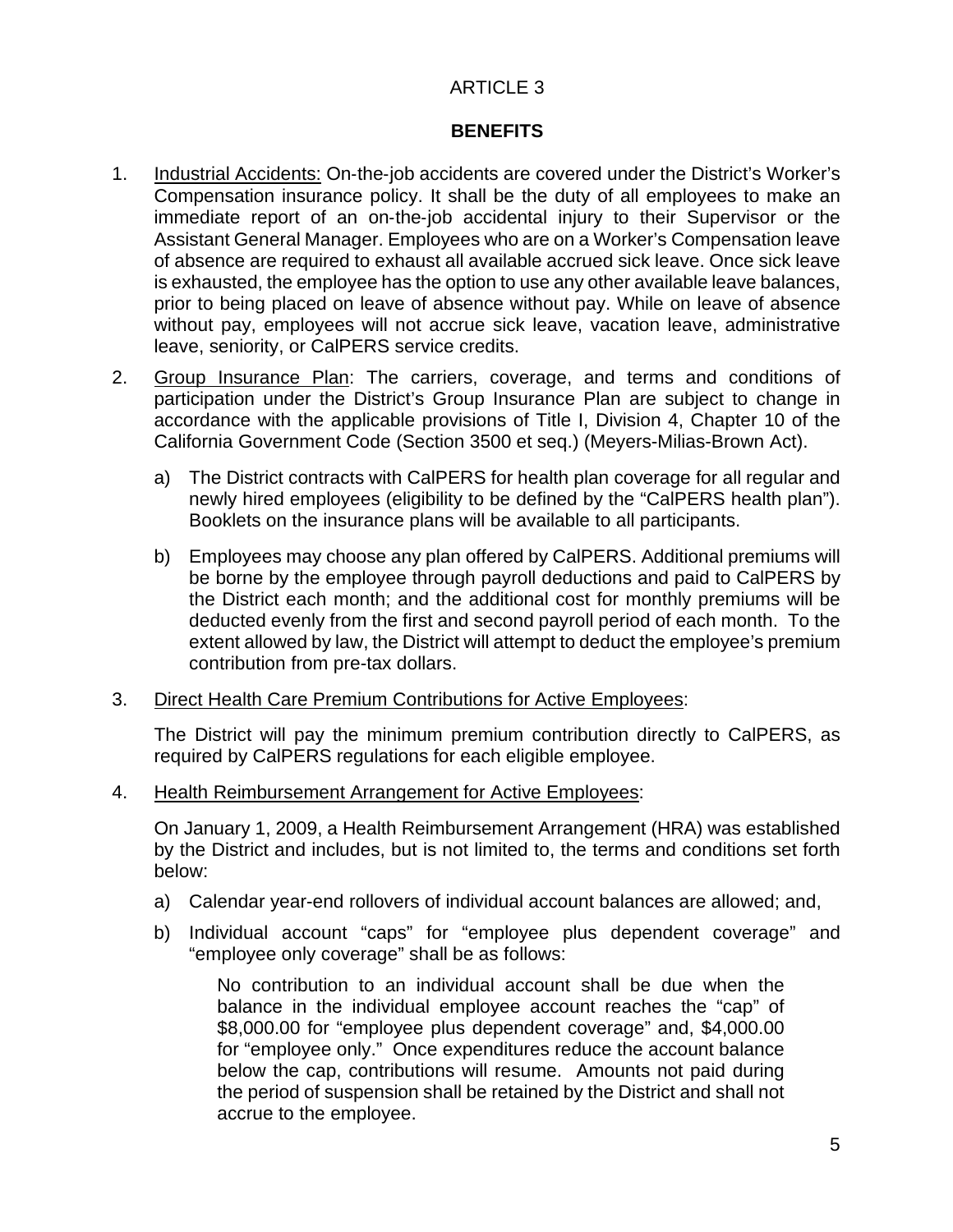# ARTICLE 3

## BENEFITS

1. Industrial Accidents: On-the-job accidents are covered under the District's Worker's Compensation insurance policy. It shall be the duty of all employees to make an immediate report of an on-the-job accidental injury to their Supervisor or the Assistant General Manager. Employees who are on a Worker's Compensation leave of absence are required to exhaust all available accrued sick leave. Once sick leave is exhausted, the employee has the option to use any other available leave balances, prior to being placed on leave of absence without pay. While on leave of absence without pay, employees will not accrue sick leave, vacation leave, administrative leave, seniority, or CalPERS service credits.

2. Group Insurance Plan: The carriers, coverage, and terms and conditions of participation under the District's Group Insurance Plan are subject to change in accordance with the applicable provisions of Title I, Division 4, Chapter 10 of the California Government Code (Section 3500 et seq.) (Meyers-Milias-Brown Act).

   a) The District contracts with CalPERS for health plan coverage for all regular and newly hired employees (eligibility to be defined by the "CalPERS health plan"). Booklets on the insurance plans will be available to all participants.

   b) Employees may choose any plan offered by CalPERS. Additional premiums will be borne by the employee through payroll deductions and paid to CalPERS by the District each month; and the additional cost for monthly premiums will be deducted evenly from the first and second payroll period of each month. To the extent allowed by law, the District will attempt to deduct the employee's premium contribution from pre-tax dollars.

3. Direct Health Care Premium Contributions for Active Employees:

   The District will pay the minimum premium contribution directly to CalPERS, as required by CalPERS regulations for each eligible employee.

4. Health Reimbursement Arrangement for Active Employees:

   On January 1, 2009, a Health Reimbursement Arrangement (HRA) was established by the District and includes, but is not limited to, the terms and conditions set forth below:

   a) Calendar year-end rollovers of individual account balances are allowed; and,

   b) Individual account "caps" for "employee plus dependent coverage" and "employee only coverage" shall be as follows:

      No contribution to an individual account shall be due when the balance in the individual employee account reaches the "cap" of $8,000.00 for "employee plus dependent coverage" and, $4,000.00 for "employee only." Once expenditures reduce the account balance below the cap, contributions will resume. Amounts not paid during the period of suspension shall be retained by the District and shall not accrue to the employee.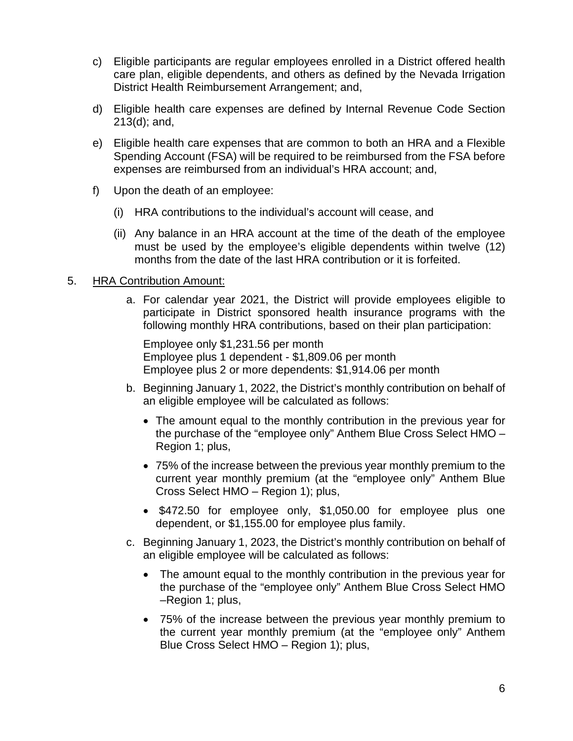c) Eligible participants are regular employees enrolled in a District offered health care plan, eligible dependents, and others as defined by the Nevada Irrigation District Health Reimbursement Arrangement; and,

d) Eligible health care expenses are defined by Internal Revenue Code Section 213(d); and,

e) Eligible health care expenses that are common to both an HRA and a Flexible Spending Account (FSA) will be required to be reimbursed from the FSA before expenses are reimbursed from an individual's HRA account; and,

f) Upon the death of an employee:

   (i) HRA contributions to the individual's account will cease, and

   (ii) Any balance in an HRA account at the time of the death of the employee must be used by the employee's eligible dependents within twelve (12) months from the date of the last HRA contribution or it is forfeited.

5. <u>HRA Contribution Amount:</u>

   a. For calendar year 2021, the District will provide employees eligible to participate in District sponsored health insurance programs with the following monthly HRA contributions, based on their plan participation:

      Employee only $1,231.56 per month
      Employee plus 1 dependent - $1,809.06 per month
      Employee plus 2 or more dependents: $1,914.06 per month

   b. Beginning January 1, 2022, the District's monthly contribution on behalf of an eligible employee will be calculated as follows:

      - The amount equal to the monthly contribution in the previous year for the purchase of the "employee only" Anthem Blue Cross Select HMO – Region 1; plus,
      - 75% of the increase between the previous year monthly premium to the current year monthly premium (at the "employee only" Anthem Blue Cross Select HMO – Region 1); plus,
      - $472.50 for employee only, $1,050.00 for employee plus one dependent, or $1,155.00 for employee plus family.

   c. Beginning January 1, 2023, the District's monthly contribution on behalf of an eligible employee will be calculated as follows:

      - The amount equal to the monthly contribution in the previous year for the purchase of the "employee only" Anthem Blue Cross Select HMO –Region 1; plus,
      - 75% of the increase between the previous year monthly premium to the current year monthly premium (at the "employee only" Anthem Blue Cross Select HMO – Region 1); plus,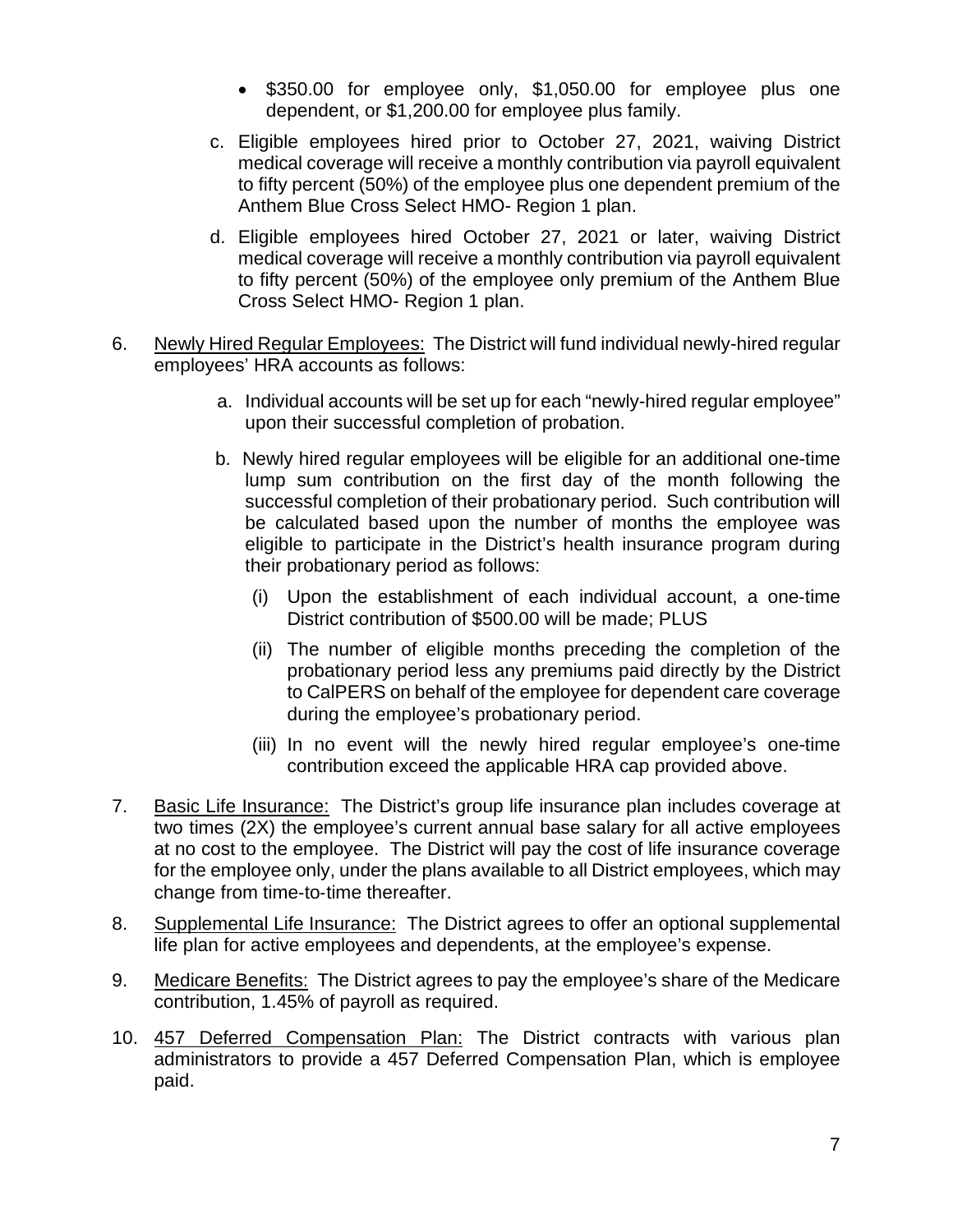- $350.00 for employee only, $1,050.00 for employee plus one dependent, or $1,200.00 for employee plus family.

   c. Eligible employees hired prior to October 27, 2021, waiving District medical coverage will receive a monthly contribution via payroll equivalent to fifty percent (50%) of the employee plus one dependent premium of the Anthem Blue Cross Select HMO- Region 1 plan.

   d. Eligible employees hired October 27, 2021 or later, waiving District medical coverage will receive a monthly contribution via payroll equivalent to fifty percent (50%) of the employee only premium of the Anthem Blue Cross Select HMO- Region 1 plan.

6. Newly Hired Regular Employees: The District will fund individual newly-hired regular employees' HRA accounts as follows:

   a. Individual accounts will be set up for each "newly-hired regular employee" upon their successful completion of probation.

   b. Newly hired regular employees will be eligible for an additional one-time lump sum contribution on the first day of the month following the successful completion of their probationary period. Such contribution will be calculated based upon the number of months the employee was eligible to participate in the District's health insurance program during their probationary period as follows:

      (i) Upon the establishment of each individual account, a one-time District contribution of $500.00 will be made; PLUS

      (ii) The number of eligible months preceding the completion of the probationary period less any premiums paid directly by the District to CalPERS on behalf of the employee for dependent care coverage during the employee's probationary period.

      (iii) In no event will the newly hired regular employee's one-time contribution exceed the applicable HRA cap provided above.

7. Basic Life Insurance: The District's group life insurance plan includes coverage at two times (2X) the employee's current annual base salary for all active employees at no cost to the employee. The District will pay the cost of life insurance coverage for the employee only, under the plans available to all District employees, which may change from time-to-time thereafter.

8. Supplemental Life Insurance: The District agrees to offer an optional supplemental life plan for active employees and dependents, at the employee's expense.

9. Medicare Benefits: The District agrees to pay the employee's share of the Medicare contribution, 1.45% of payroll as required.

10. 457 Deferred Compensation Plan: The District contracts with various plan administrators to provide a 457 Deferred Compensation Plan, which is employee paid.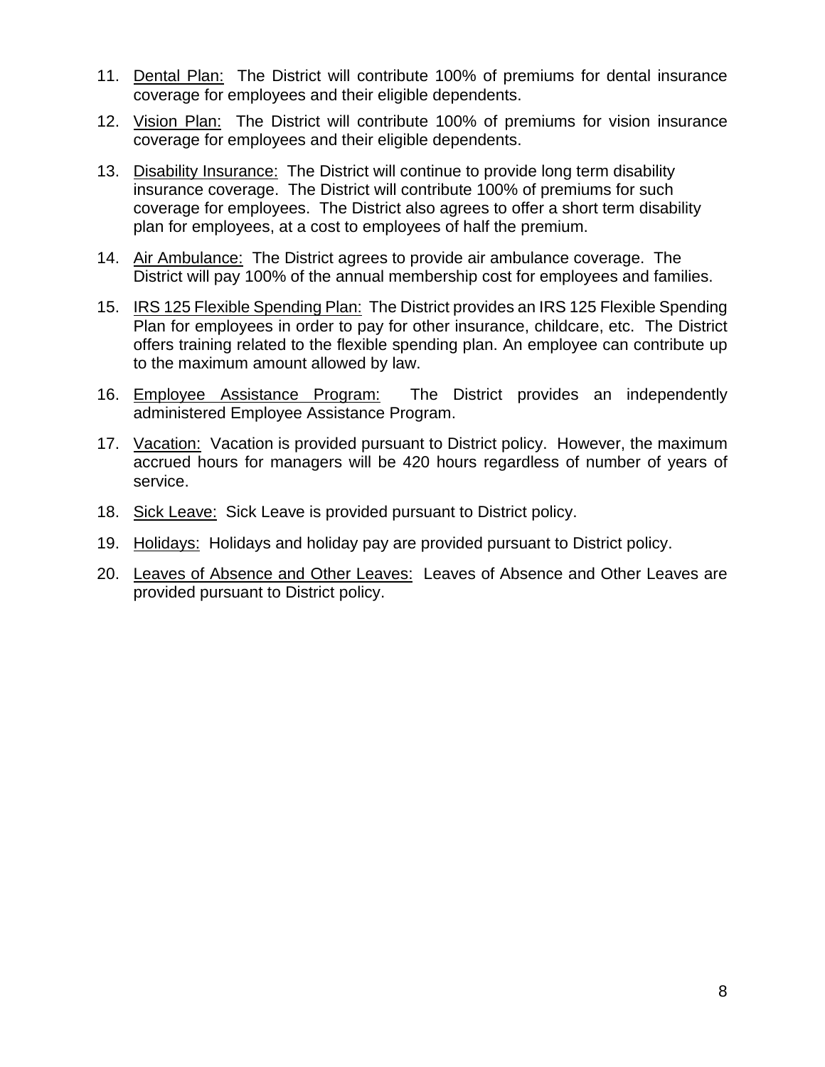11. Dental Plan: The District will contribute 100% of premiums for dental insurance coverage for employees and their eligible dependents.

12. Vision Plan: The District will contribute 100% of premiums for vision insurance coverage for employees and their eligible dependents.

13. Disability Insurance: The District will continue to provide long term disability insurance coverage. The District will contribute 100% of premiums for such coverage for employees. The District also agrees to offer a short term disability plan for employees, at a cost to employees of half the premium.

14. Air Ambulance: The District agrees to provide air ambulance coverage. The District will pay 100% of the annual membership cost for employees and families.

15. IRS 125 Flexible Spending Plan: The District provides an IRS 125 Flexible Spending Plan for employees in order to pay for other insurance, childcare, etc. The District offers training related to the flexible spending plan. An employee can contribute up to the maximum amount allowed by law.

16. Employee Assistance Program: The District provides an independently administered Employee Assistance Program.

17. Vacation: Vacation is provided pursuant to District policy. However, the maximum accrued hours for managers will be 420 hours regardless of number of years of service.

18. Sick Leave: Sick Leave is provided pursuant to District policy.

19. Holidays: Holidays and holiday pay are provided pursuant to District policy.

20. Leaves of Absence and Other Leaves: Leaves of Absence and Other Leaves are provided pursuant to District policy.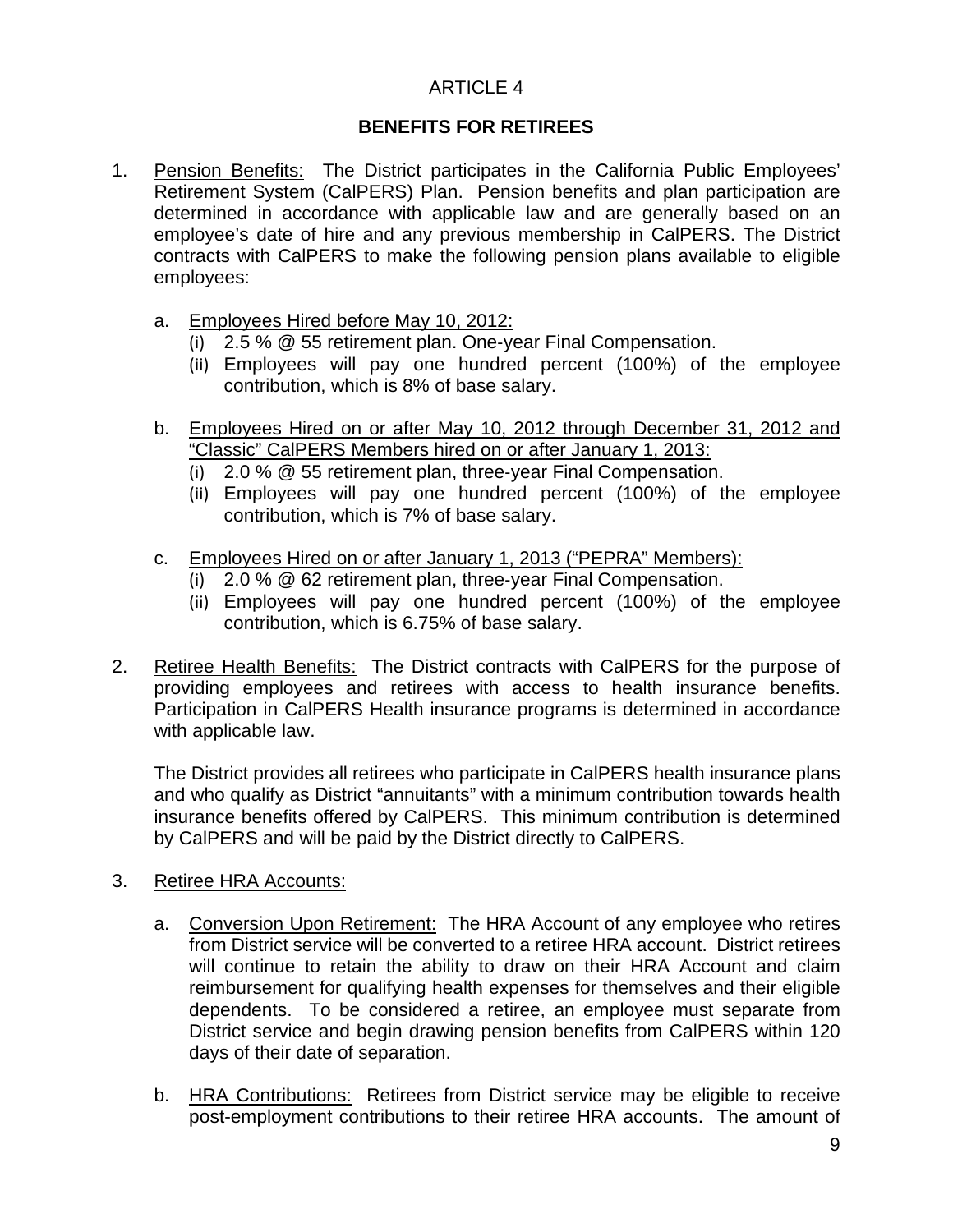ARTICLE 4

## BENEFITS FOR RETIREES

1. Pension Benefits: The District participates in the California Public Employees' Retirement System (CalPERS) Plan. Pension benefits and plan participation are determined in accordance with applicable law and are generally based on an employee's date of hire and any previous membership in CalPERS. The District contracts with CalPERS to make the following pension plans available to eligible employees:

   a. Employees Hired before May 10, 2012:
      (i) 2.5 % @ 55 retirement plan. One-year Final Compensation.
      (ii) Employees will pay one hundred percent (100%) of the employee contribution, which is 8% of base salary.

   b. Employees Hired on or after May 10, 2012 through December 31, 2012 and "Classic" CalPERS Members hired on or after January 1, 2013:
      (i) 2.0 % @ 55 retirement plan, three-year Final Compensation.
      (ii) Employees will pay one hundred percent (100%) of the employee contribution, which is 7% of base salary.

   c. Employees Hired on or after January 1, 2013 ("PEPRA" Members):
      (i) 2.0 % @ 62 retirement plan, three-year Final Compensation.
      (ii) Employees will pay one hundred percent (100%) of the employee contribution, which is 6.75% of base salary.

2. Retiree Health Benefits: The District contracts with CalPERS for the purpose of providing employees and retirees with access to health insurance benefits. Participation in CalPERS Health insurance programs is determined in accordance with applicable law.

   The District provides all retirees who participate in CalPERS health insurance plans and who qualify as District "annuitants" with a minimum contribution towards health insurance benefits offered by CalPERS. This minimum contribution is determined by CalPERS and will be paid by the District directly to CalPERS.

3. Retiree HRA Accounts:

   a. Conversion Upon Retirement: The HRA Account of any employee who retires from District service will be converted to a retiree HRA account. District retirees will continue to retain the ability to draw on their HRA Account and claim reimbursement for qualifying health expenses for themselves and their eligible dependents. To be considered a retiree, an employee must separate from District service and begin drawing pension benefits from CalPERS within 120 days of their date of separation.

   b. HRA Contributions: Retirees from District service may be eligible to receive post-employment contributions to their retiree HRA accounts. The amount of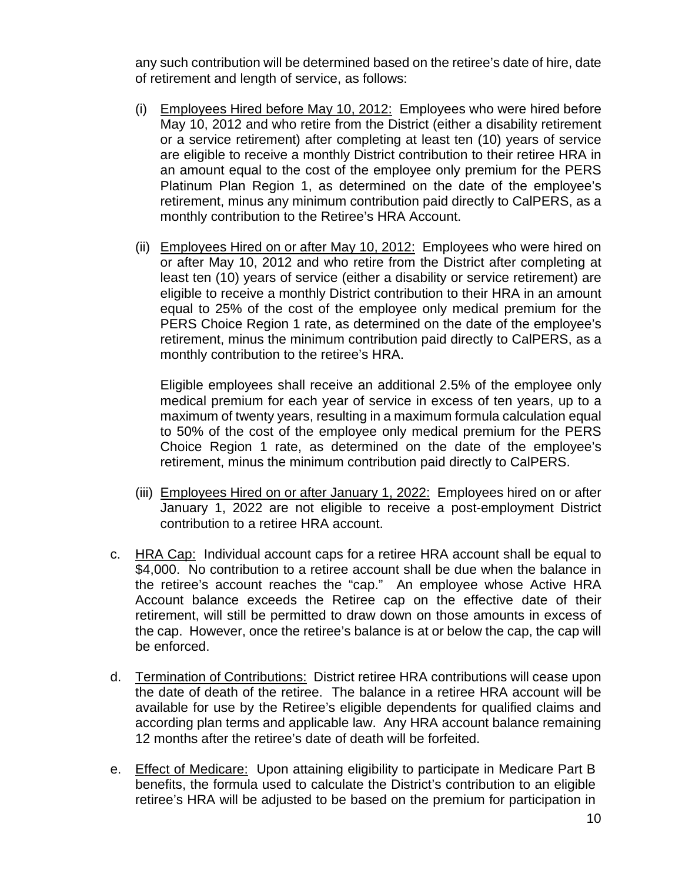any such contribution will be determined based on the retiree's date of hire, date of retirement and length of service, as follows:

(i) <u>Employees Hired before May 10, 2012:</u> Employees who were hired before May 10, 2012 and who retire from the District (either a disability retirement or a service retirement) after completing at least ten (10) years of service are eligible to receive a monthly District contribution to their retiree HRA in an amount equal to the cost of the employee only premium for the PERS Platinum Plan Region 1, as determined on the date of the employee's retirement, minus any minimum contribution paid directly to CalPERS, as a monthly contribution to the Retiree's HRA Account.

(ii) <u>Employees Hired on or after May 10, 2012:</u> Employees who were hired on or after May 10, 2012 and who retire from the District after completing at least ten (10) years of service (either a disability or service retirement) are eligible to receive a monthly District contribution to their HRA in an amount equal to 25% of the cost of the employee only medical premium for the PERS Choice Region 1 rate, as determined on the date of the employee's retirement, minus the minimum contribution paid directly to CalPERS, as a monthly contribution to the retiree's HRA.

Eligible employees shall receive an additional 2.5% of the employee only medical premium for each year of service in excess of ten years, up to a maximum of twenty years, resulting in a maximum formula calculation equal to 50% of the cost of the employee only medical premium for the PERS Choice Region 1 rate, as determined on the date of the employee's retirement, minus the minimum contribution paid directly to CalPERS.

(iii) <u>Employees Hired on or after January 1, 2022:</u> Employees hired on or after January 1, 2022 are not eligible to receive a post-employment District contribution to a retiree HRA account.

c. <u>HRA Cap:</u> Individual account caps for a retiree HRA account shall be equal to $4,000. No contribution to a retiree account shall be due when the balance in the retiree's account reaches the "cap." An employee whose Active HRA Account balance exceeds the Retiree cap on the effective date of their retirement, will still be permitted to draw down on those amounts in excess of the cap. However, once the retiree's balance is at or below the cap, the cap will be enforced.

d. <u>Termination of Contributions:</u> District retiree HRA contributions will cease upon the date of death of the retiree. The balance in a retiree HRA account will be available for use by the Retiree's eligible dependents for qualified claims and according plan terms and applicable law. Any HRA account balance remaining 12 months after the retiree's date of death will be forfeited.

e. <u>Effect of Medicare:</u> Upon attaining eligibility to participate in Medicare Part B benefits, the formula used to calculate the District's contribution to an eligible retiree's HRA will be adjusted to be based on the premium for participation in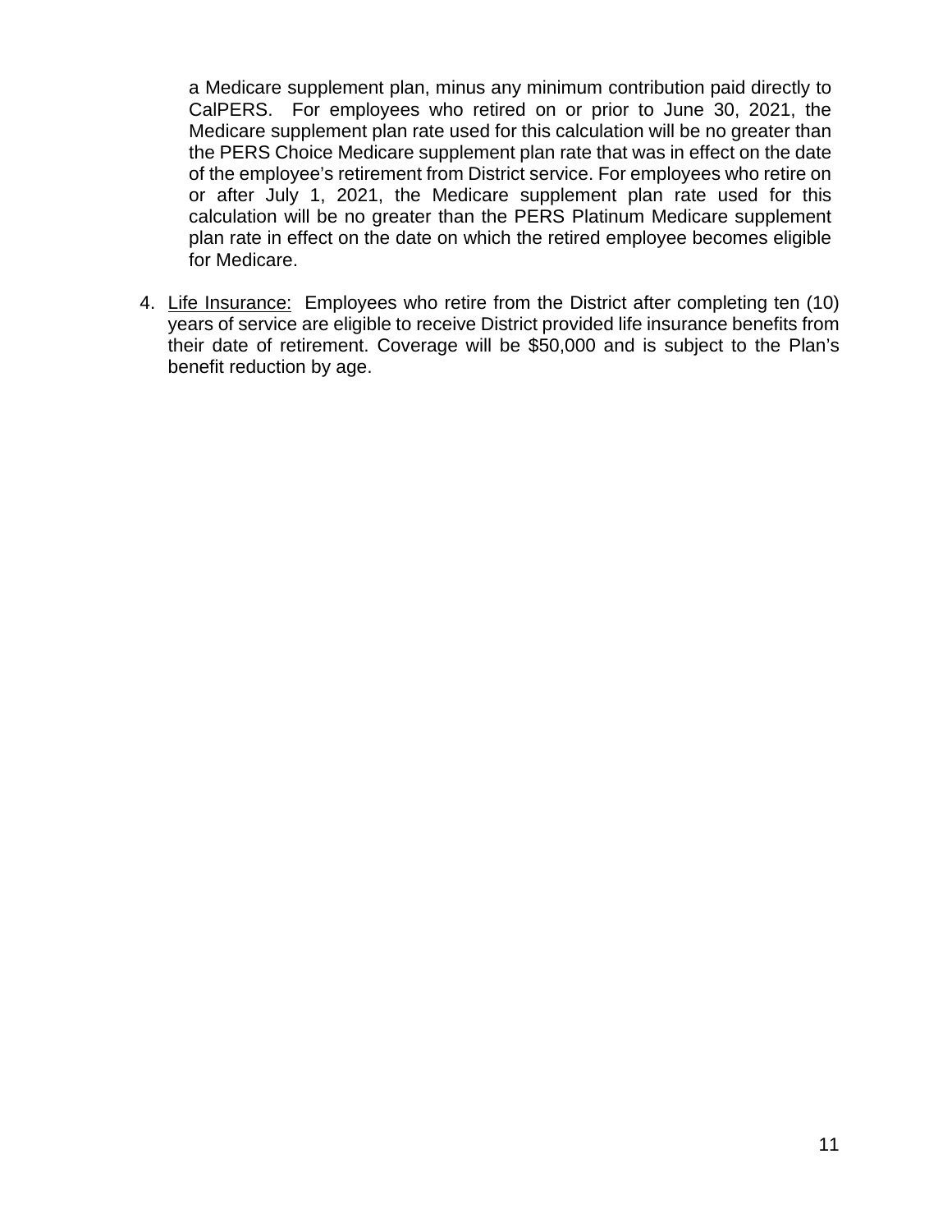a Medicare supplement plan, minus any minimum contribution paid directly to CalPERS. For employees who retired on or prior to June 30, 2021, the Medicare supplement plan rate used for this calculation will be no greater than the PERS Choice Medicare supplement plan rate that was in effect on the date of the employee's retirement from District service. For employees who retire on or after July 1, 2021, the Medicare supplement plan rate used for this calculation will be no greater than the PERS Platinum Medicare supplement plan rate in effect on the date on which the retired employee becomes eligible for Medicare.

4. Life Insurance: Employees who retire from the District after completing ten (10) years of service are eligible to receive District provided life insurance benefits from their date of retirement. Coverage will be $50,000 and is subject to the Plan's benefit reduction by age.